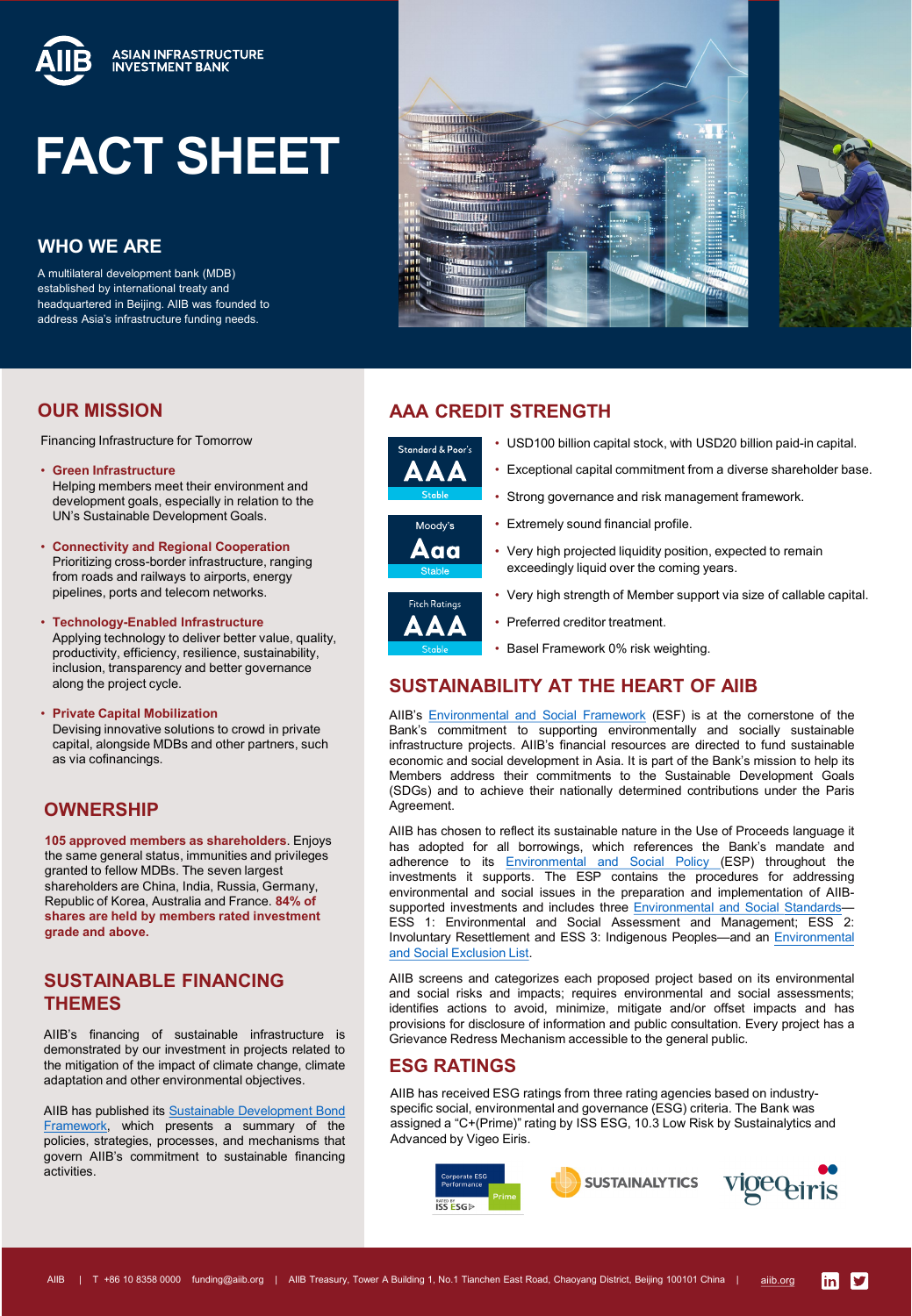ASIAN INFRASTRUCTURE INVESTMENT BANK

# FACT SHEET

## WHO WE ARE

A multilateral development bank (MDB) established by international treaty and headquartered in Beijing. AIIB was founded to address Asia's infrastructure funding needs.

## OUR MISSION

Financing Infrastructure for Tomorrow

- **Green Infrastructure**
  Helping members meet their environment and development goals, especially in relation to the UN's Sustainable Development Goals.
- **Connectivity and Regional Cooperation**
  Prioritizing cross-border infrastructure, ranging from roads and railways to airports, energy pipelines, ports and telecom networks.
- **Technology-Enabled Infrastructure**
  Applying technology to deliver better value, quality, productivity, efficiency, resilience, sustainability, inclusion, transparency and better governance along the project cycle.
- **Private Capital Mobilization**
  Devising innovative solutions to crowd in private capital, alongside MDBs and other partners, such as via cofinancings.

## OWNERSHIP

**105 approved members as shareholders**. Enjoys the same general status, immunities and privileges granted to fellow MDBs. The seven largest shareholders are China, India, Russia, Germany, Republic of Korea, Australia and France. **84% of shares are held by members rated investment grade and above.**

## SUSTAINABLE FINANCING THEMES

AIIB's financing of sustainable infrastructure is demonstrated by our investment in projects related to the mitigation of the impact of climate change, climate adaptation and other environmental objectives.

AIIB has published its Sustainable Development Bond Framework, which presents a summary of the policies, strategies, processes, and mechanisms that govern AIIB's commitment to sustainable financing activities.

## AAA CREDIT STRENGTH

Standard & Poor's: AAA Stable
Moody's: Aaa Stable
Fitch Ratings: AAA Stable

- USD100 billion capital stock, with USD20 billion paid-in capital.
- Exceptional capital commitment from a diverse shareholder base.
- Strong governance and risk management framework.
- Extremely sound financial profile.
- Very high projected liquidity position, expected to remain exceedingly liquid over the coming years.
- Very high strength of Member support via size of callable capital.
- Preferred creditor treatment.
- Basel Framework 0% risk weighting.

## SUSTAINABILITY AT THE HEART OF AIIB

AIIB's Environmental and Social Framework (ESF) is at the cornerstone of the Bank's commitment to supporting environmentally and socially sustainable infrastructure projects. AIIB's financial resources are directed to fund sustainable economic and social development in Asia. It is part of the Bank's mission to help its Members address their commitments to the Sustainable Development Goals (SDGs) and to achieve their nationally determined contributions under the Paris Agreement.

AIIB has chosen to reflect its sustainable nature in the Use of Proceeds language it has adopted for all borrowings, which references the Bank's mandate and adherence to its Environmental and Social Policy (ESP) throughout the investments it supports. The ESP contains the procedures for addressing environmental and social issues in the preparation and implementation of AIIB-supported investments and includes three Environmental and Social Standards—ESS 1: Environmental and Social Assessment and Management; ESS 2: Involuntary Resettlement and ESS 3: Indigenous Peoples—and an Environmental and Social Exclusion List.

AIIB screens and categorizes each proposed project based on its environmental and social risks and impacts; requires environmental and social assessments; identifies actions to avoid, minimize, mitigate and/or offset impacts and has provisions for disclosure of information and public consultation. Every project has a Grievance Redress Mechanism accessible to the general public.

## ESG RATINGS

AIIB has received ESG ratings from three rating agencies based on industry-specific social, environmental and governance (ESG) criteria. The Bank was assigned a "C+(Prime)" rating by ISS ESG, 10.3 Low Risk by Sustainalytics and Advanced by Vigeo Eiris.

Corporate ESG Performance Prime RATED BY ISS ESG | SUSTAINALYTICS | vigeo eiris

AIIB | T +86 10 8358 0000 funding@aiib.org | AIIB Treasury, Tower A Building 1, No.1 Tianchen East Road, Chaoyang District, Beijing 100101 China | aiib.org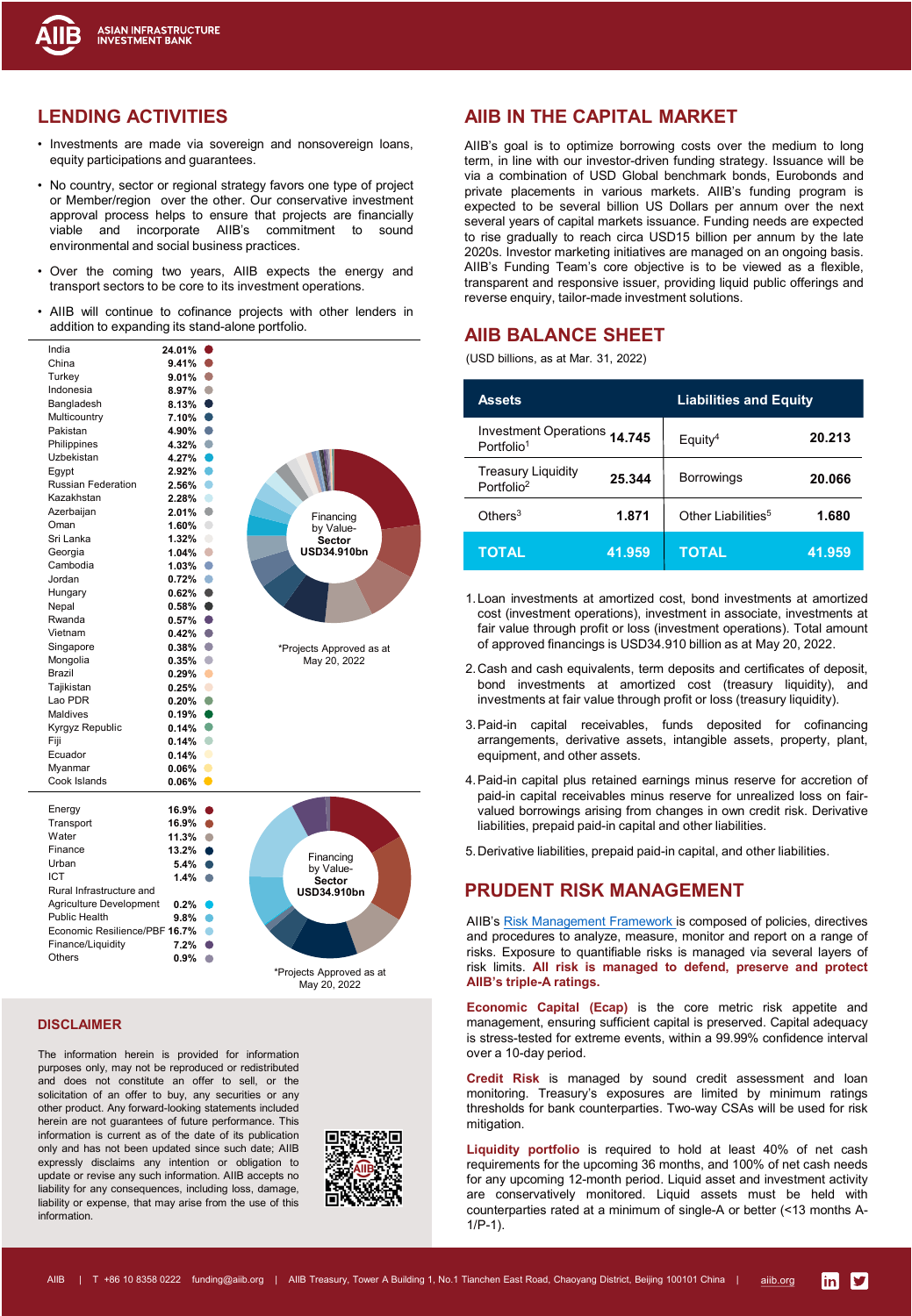## LENDING ACTIVITIES

- Investments are made via sovereign and nonsovereign loans, equity participations and guarantees.
- No country, sector or regional strategy favors one type of project or Member/region over the other. Our conservative investment approval process helps to ensure that projects are financially viable and incorporate AIIB's commitment to sound environmental and social business practices.
- Over the coming two years, AIIB expects the energy and transport sectors to be core to its investment operations.
- AIIB will continue to cofinance projects with other lenders in addition to expanding its stand-alone portfolio.

India 24.01%
China 9.41%
Turkey 9.01%
Indonesia 8.97%
Bangladesh 8.13%
Multicountry 7.10%
Pakistan 4.90%
Philippines 4.32%
Uzbekistan 4.27%
Egypt 2.92%
Russian Federation 2.56%
Kazakhstan 2.28%
Azerbaijan 2.01%
Oman 1.60%
Sri Lanka 1.32%
Georgia 1.04%
Cambodia 1.03%
Jordan 0.72%
Hungary 0.62%
Nepal 0.58%
Rwanda 0.57%
Vietnam 0.42%
Singapore 0.38%
Mongolia 0.35%
Brazil 0.29%
Tajikistan 0.25%
Lao PDR 0.20%
Maldives 0.19%
Kyrgyz Republic 0.14%
Fiji 0.14%
Ecuador 0.14%
Myanmar 0.06%
Cook Islands 0.06%

Financing by Value-Sector USD34.910bn

*Projects Approved as at May 20, 2022

Energy 16.9%
Transport 16.9%
Water 11.3%
Finance 13.2%
Urban 5.4%
ICT 1.4%
Rural Infrastructure and Agriculture Development 0.2%
Public Health 9.8%
Economic Resilience/PBF 16.7%
Finance/Liquidity 7.2%
Others 0.9%

Financing by Value-Sector USD34.910bn

*Projects Approved as at May 20, 2022

### DISCLAIMER

The information herein is provided for information purposes only, may not be reproduced or redistributed and does not constitute an offer to sell, or the solicitation of an offer to buy, any securities or any other product. Any forward-looking statements included herein are not guarantees of future performance. This information is current as of the date of its publication only and has not been updated since such date; AIIB expressly disclaims any intention or obligation to update or revise any such information. AIIB accepts no liability for any consequences, including loss, damage, liability or expense, that may arise from the use of this information.

## AIIB IN THE CAPITAL MARKET

AIIB's goal is to optimize borrowing costs over the medium to long term, in line with our investor-driven funding strategy. Issuance will be via a combination of USD Global benchmark bonds, Eurobonds and private placements in various markets. AIIB's funding program is expected to be several billion US Dollars per annum over the next several years of capital markets issuance. Funding needs are expected to rise gradually to reach circa USD15 billion per annum by the late 2020s. Investor marketing initiatives are managed on an ongoing basis. AIIB's Funding Team's core objective is to be viewed as a flexible, transparent and responsive issuer, providing liquid public offerings and reverse enquiry, tailor-made investment solutions.

## AIIB BALANCE SHEET

(USD billions, as at Mar. 31, 2022)

| Assets | | Liabilities and Equity | |
|---|---|---|---|
| Investment Operations Portfolio[1] | 14.745 | Equity[4] | 20.213 |
| Treasury Liquidity Portfolio[2] | 25.344 | Borrowings | 20.066 |
| Others[3] | 1.871 | Other Liabilities[5] | 1.680 |
| **TOTAL** | **41.959** | **TOTAL** | **41.959** |

1. Loan investments at amortized cost, bond investments at amortized cost (investment operations), investment in associate, investments at fair value through profit or loss (investment operations). Total amount of approved financings is USD34.910 billion as at May 20, 2022.
2. Cash and cash equivalents, term deposits and certificates of deposit, bond investments at amortized cost (treasury liquidity), and investments at fair value through profit or loss (treasury liquidity).
3. Paid-in capital receivables, funds deposited for cofinancing arrangements, derivative assets, intangible assets, property, plant, equipment, and other assets.
4. Paid-in capital plus retained earnings minus reserve for accretion of paid-in capital receivables minus reserve for unrealized loss on fair-valued borrowings arising from changes in own credit risk. Derivative liabilities, prepaid paid-in capital and other liabilities.
5. Derivative liabilities, prepaid paid-in capital, and other liabilities.

## PRUDENT RISK MANAGEMENT

AIIB's Risk Management Framework is composed of policies, directives and procedures to analyze, measure, monitor and report on a range of risks. Exposure to quantifiable risks is managed via several layers of risk limits. **All risk is managed to defend, preserve and protect AIIB's triple-A ratings.**

**Economic Capital (Ecap)** is the core metric risk appetite and management, ensuring sufficient capital is preserved. Capital adequacy is stress-tested for extreme events, within a 99.99% confidence interval over a 10-day period.

**Credit Risk** is managed by sound credit assessment and loan monitoring. Treasury's exposures are limited by minimum ratings thresholds for bank counterparties. Two-way CSAs will be used for risk mitigation.

**Liquidity portfolio** is required to hold at least 40% of net cash requirements for the upcoming 36 months, and 100% of net cash needs for any upcoming 12-month period. Liquid asset and investment activity are conservatively monitored. Liquid assets must be held with counterparties rated at a minimum of single-A or better (<13 months A-1/P-1).